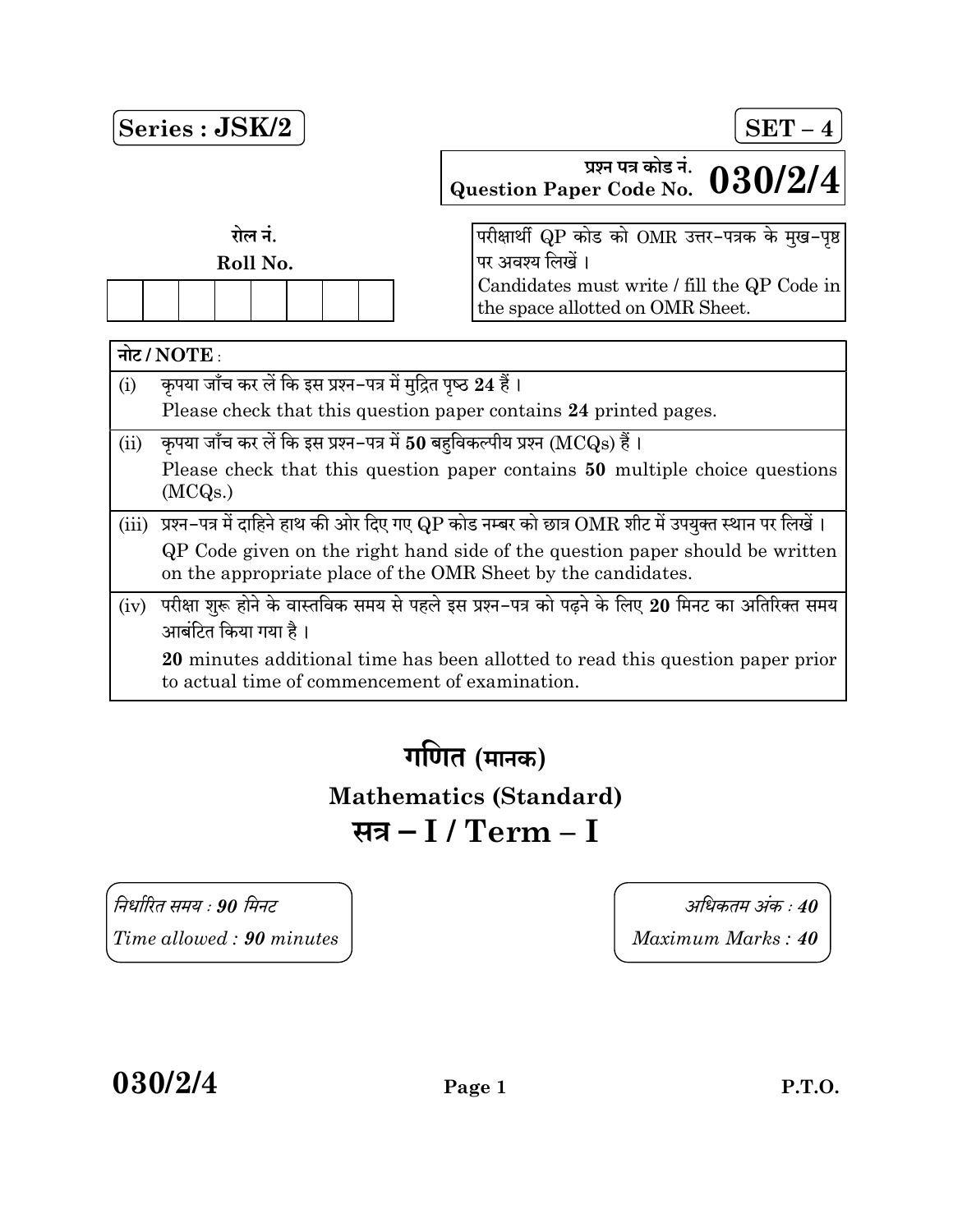**Series : JSK/2** **SET – 4**

प्रश्न पत्र कोड नं.
Question Paper Code No. **030/2/4**

रोल नं.
Roll No.

| | | | | | | | |
|---|---|---|---|---|---|---|---|
| | | | | | | | |

परीक्षार्थी QP कोड को OMR उत्तर-पत्रक के मुख-पृष्ठ पर अवश्य लिखें ।
Candidates must write / fill the QP Code in the space allotted on OMR Sheet.

| नोट / NOTE : | |
|---|---|
| (i) | कृपया जाँच कर लें कि इस प्रश्न-पत्र में मुद्रित पृष्ठ **24** हैं । Please check that this question paper contains **24** printed pages. |
| (ii) | कृपया जाँच कर लें कि इस प्रश्न-पत्र में **50** बहुविकल्पीय प्रश्न (MCQs) हैं । Please check that this question paper contains **50** multiple choice questions (MCQs.) |
| (iii) | प्रश्न-पत्र में दाहिने हाथ की ओर दिए गए QP कोड नम्बर को छात्र OMR शीट में उपयुक्त स्थान पर लिखें । QP Code given on the right hand side of the question paper should be written on the appropriate place of the OMR Sheet by the candidates. |
| (iv) | परीक्षा शुरू होने के वास्तविक समय से पहले इस प्रश्न-पत्र को पढ़ने के लिए **20** मिनट का अतिरिक्त समय आबंटित किया गया है । **20** minutes additional time has been allotted to read this question paper prior to actual time of commencement of examination. |

# गणित (मानक)

## Mathematics (Standard)

## सत्र – I / Term – I

*निर्धारित समय : **90** मिनट*
*Time allowed : **90** minutes*

*अधिकतम अंक : **40***
*Maximum Marks : **40***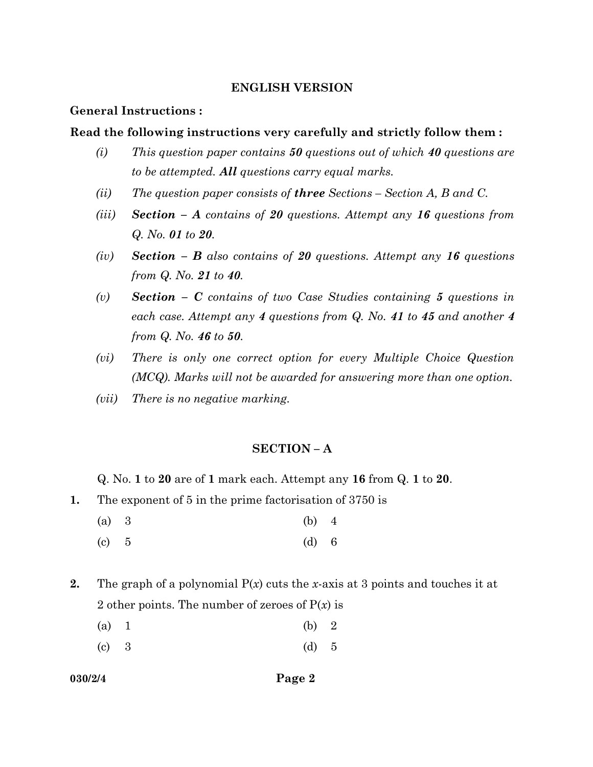## ENGLISH VERSION

**General Instructions :**

**Read the following instructions very carefully and strictly follow them :**

*(i)* *This question paper contains **50** questions out of which **40** questions are to be attempted. **All** questions carry equal marks.*

*(ii)* *The question paper consists of **three** Sections – Section A, B and C.*

*(iii)* ***Section – A** contains of **20** questions. Attempt any **16** questions from Q. No. **01** to **20**.*

*(iv)* ***Section – B** also contains of **20** questions. Attempt any **16** questions from Q. No. **21** to **40**.*

*(v)* ***Section – C** contains of two Case Studies containing **5** questions in each case. Attempt any **4** questions from Q. No. **41** to **45** and another **4** from Q. No. **46** to **50**.*

*(vi)* *There is only one correct option for every Multiple Choice Question (MCQ). Marks will not be awarded for answering more than one option.*

*(vii)* *There is no negative marking.*

## SECTION – A

Q. No. **1** to **20** are of **1** mark each. Attempt any **16** from Q. **1** to **20**.

**1.** The exponent of 5 in the prime factorisation of 3750 is

(a) 3 (b) 4

(c) 5 (d) 6

**2.** The graph of a polynomial $P(x)$ cuts the $x$-axis at 3 points and touches it at 2 other points. The number of zeroes of $P(x)$ is

(a) 1 (b) 2

(c) 3 (d) 5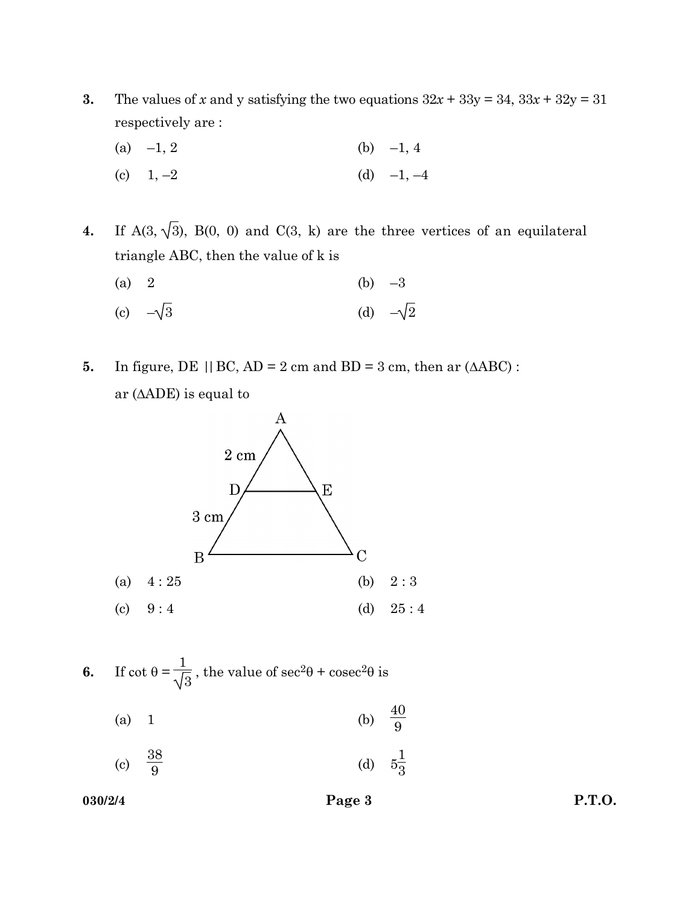**3.** The values of $x$ and y satisfying the two equations $32x + 33y = 34$, $33x + 32y = 31$ respectively are :

(a) $-1, 2$  (b) $-1, 4$

(c) $1, -2$  (d) $-1, -4$

**4.** If A$(3, \sqrt{3})$, B$(0, 0)$ and C$(3, k)$ are the three vertices of an equilateral triangle ABC, then the value of k is

(a) 2  (b) $-3$

(c) $-\sqrt{3}$  (d) $-\sqrt{2}$

**5.** In figure, DE || BC, AD = 2 cm and BD = 3 cm, then ar ($\Delta$ABC) : ar ($\Delta$ADE) is equal to

(a) 4 : 25  (b) 2 : 3

(c) 9 : 4  (d) 25 : 4

**6.** If $\cot \theta = \frac{1}{\sqrt{3}}$, the value of $\sec^2\theta + \text{cosec}^2\theta$ is

(a) 1  (b) $\frac{40}{9}$

(c) $\frac{38}{9}$  (d) $5\frac{1}{3}$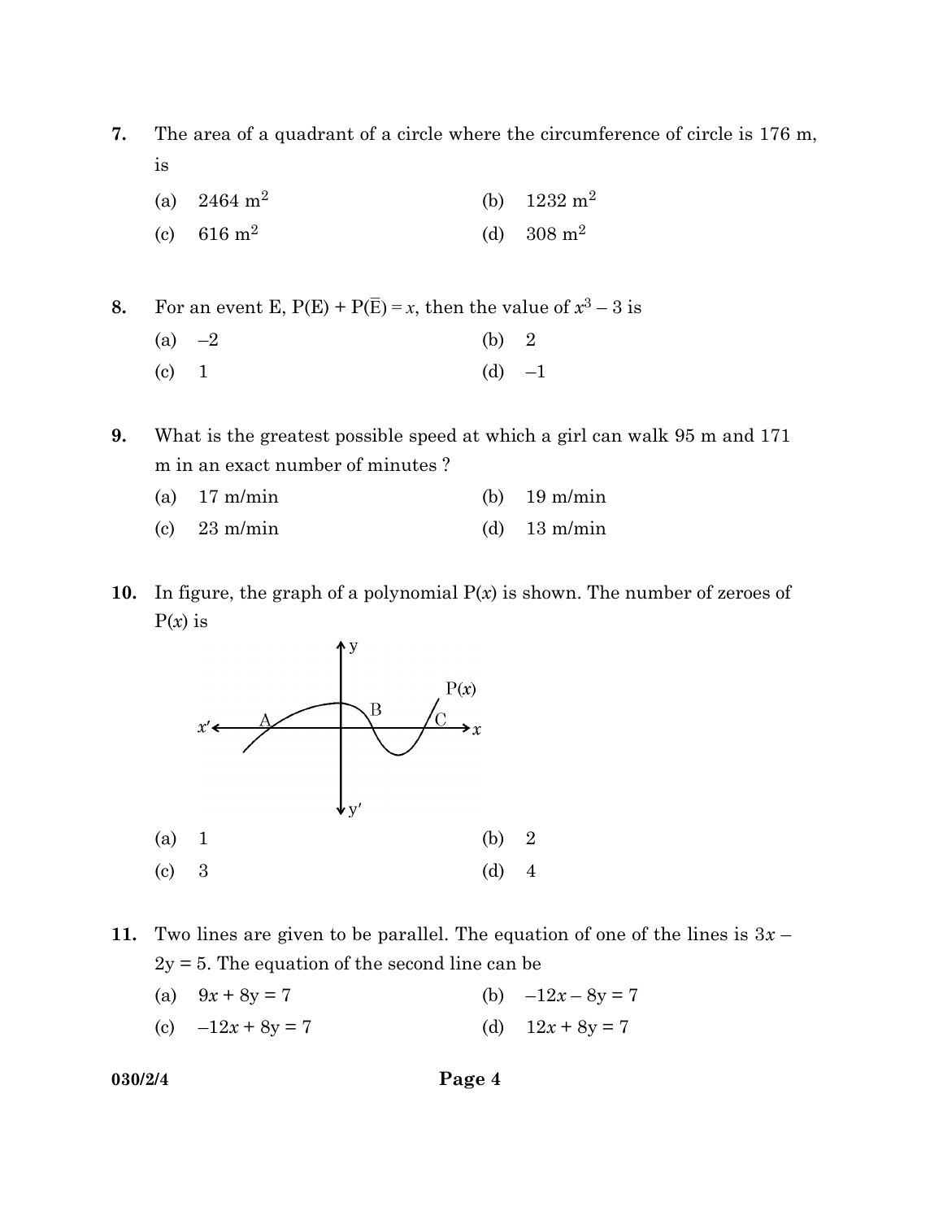7. The area of a quadrant of a circle where the circumference of circle is 176 m, is

   (a) 2464 $m^2$  (b) 1232 $m^2$

   (c) 616 $m^2$  (d) 308 $m^2$

8. For an event E, $P(E) + P(\overline{E}) = x$, then the value of $x^3 - 3$ is

   (a) $-2$  (b) 2

   (c) 1  (d) $-1$

9. What is the greatest possible speed at which a girl can walk 95 m and 171 m in an exact number of minutes ?

   (a) 17 m/min  (b) 19 m/min

   (c) 23 m/min  (d) 13 m/min

10. In figure, the graph of a polynomial $P(x)$ is shown. The number of zeroes of $P(x)$ is

   (a) 1  (b) 2

   (c) 3  (d) 4

11. Two lines are given to be parallel. The equation of one of the lines is $3x - 2y = 5$. The equation of the second line can be

   (a) $9x + 8y = 7$  (b) $-12x - 8y = 7$

   (c) $-12x + 8y = 7$  (d) $12x + 8y = 7$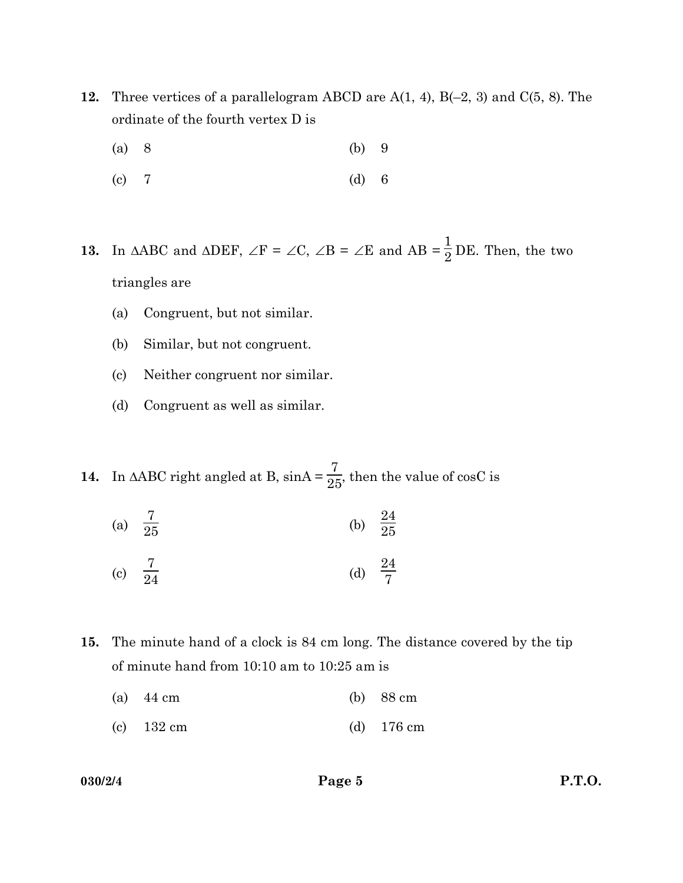12. Three vertices of a parallelogram ABCD are A(1, 4), B(–2, 3) and C(5, 8). The ordinate of the fourth vertex D is

(a) 8  (b) 9

(c) 7  (d) 6

13. In $\Delta ABC$ and $\Delta DEF$, $\angle F = \angle C$, $\angle B = \angle E$ and $AB = \frac{1}{2} DE$. Then, the two triangles are

(a) Congruent, but not similar.

(b) Similar, but not congruent.

(c) Neither congruent nor similar.

(d) Congruent as well as similar.

14. In $\Delta ABC$ right angled at B, $\sin A = \frac{7}{25}$, then the value of $\cos C$ is

(a) $\frac{7}{25}$  (b) $\frac{24}{25}$

(c) $\frac{7}{24}$  (d) $\frac{24}{7}$

15. The minute hand of a clock is 84 cm long. The distance covered by the tip of minute hand from 10:10 am to 10:25 am is

(a) 44 cm  (b) 88 cm

(c) 132 cm  (d) 176 cm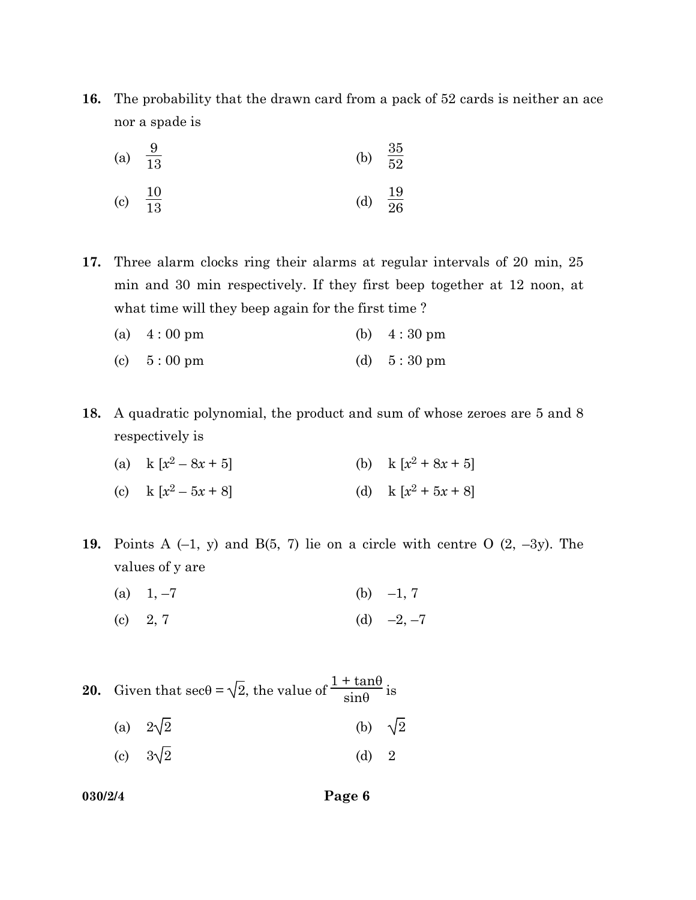**16.** The probability that the drawn card from a pack of 52 cards is neither an ace nor a spade is

(a) $\frac{9}{13}$ (b) $\frac{35}{52}$

(c) $\frac{10}{13}$ (d) $\frac{19}{26}$

**17.** Three alarm clocks ring their alarms at regular intervals of 20 min, 25 min and 30 min respectively. If they first beep together at 12 noon, at what time will they beep again for the first time ?

(a) 4 : 00 pm (b) 4 : 30 pm

(c) 5 : 00 pm (d) 5 : 30 pm

**18.** A quadratic polynomial, the product and sum of whose zeroes are 5 and 8 respectively is

(a) $k [x^2 - 8x + 5]$ (b) $k [x^2 + 8x + 5]$

(c) $k [x^2 - 5x + 8]$ (d) $k [x^2 + 5x + 8]$

**19.** Points A $(-1, y)$ and B$(5, 7)$ lie on a circle with centre O $(2, -3y)$. The values of y are

(a) $1, -7$ (b) $-1, 7$

(c) $2, 7$ (d) $-2, -7$

**20.** Given that $\sec\theta = \sqrt{2}$, the value of $\frac{1 + \tan\theta}{\sin\theta}$ is

(a) $2\sqrt{2}$ (b) $\sqrt{2}$

(c) $3\sqrt{2}$ (d) $2$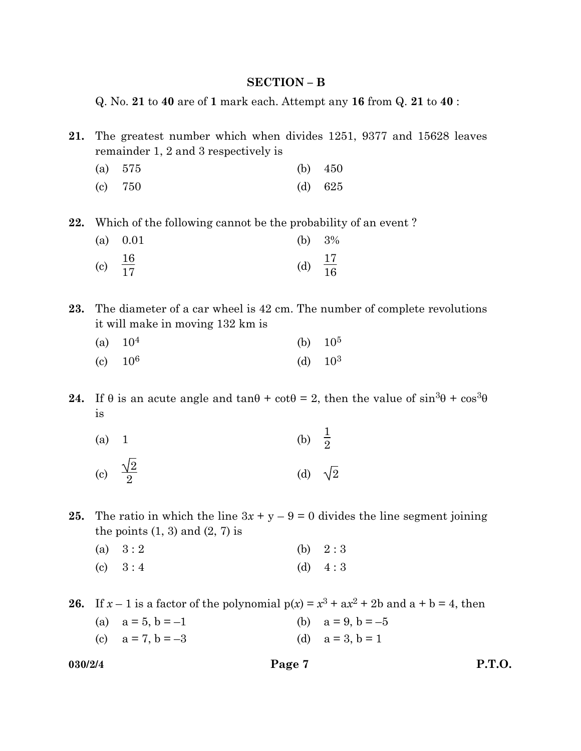## SECTION – B

Q. No. **21** to **40** are of **1** mark each. Attempt any **16** from Q. **21** to **40** :

**21.** The greatest number which when divides 1251, 9377 and 15628 leaves remainder 1, 2 and 3 respectively is

(a) 575 (b) 450

(c) 750 (d) 625

**22.** Which of the following cannot be the probability of an event ?

(a) 0.01 (b) 3%

(c) $\frac{16}{17}$ (d) $\frac{17}{16}$

**23.** The diameter of a car wheel is 42 cm. The number of complete revolutions it will make in moving 132 km is

(a) $10^4$ (b) $10^5$

(c) $10^6$ (d) $10^3$

**24.** If θ is an acute angle and $\tan\theta + \cot\theta = 2$, then the value of $\sin^3\theta + \cos^3\theta$ is

(a) 1 (b) $\frac{1}{2}$

(c) $\frac{\sqrt{2}}{2}$ (d) $\sqrt{2}$

**25.** The ratio in which the line $3x + y - 9 = 0$ divides the line segment joining the points (1, 3) and (2, 7) is

(a) 3 : 2 (b) 2 : 3

(c) 3 : 4 (d) 4 : 3

**26.** If $x - 1$ is a factor of the polynomial $p(x) = x^3 + ax^2 + 2b$ and $a + b = 4$, then

(a) a = 5, b = –1 (b) a = 9, b = –5

(c) a = 7, b = –3 (d) a = 3, b = 1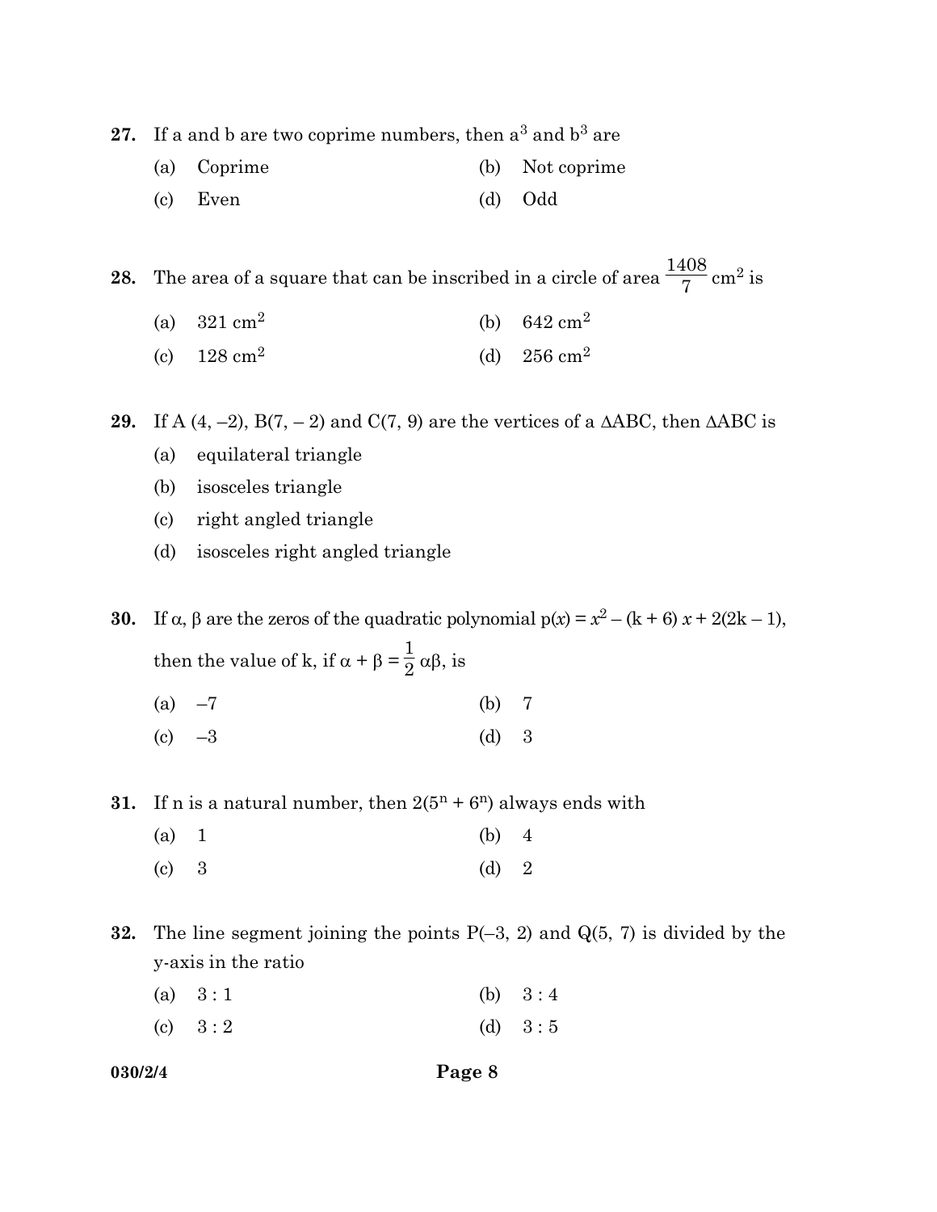**27.** If a and b are two coprime numbers, then $a^3$ and $b^3$ are

(a) Coprime (b) Not coprime

(c) Even (d) Odd

**28.** The area of a square that can be inscribed in a circle of area $\frac{1408}{7}$ $cm^2$ is

(a) 321 $cm^2$ (b) 642 $cm^2$

(c) 128 $cm^2$ (d) 256 $cm^2$

**29.** If A (4, –2), B(7, – 2) and C(7, 9) are the vertices of a $\Delta$ABC, then $\Delta$ABC is

(a) equilateral triangle

(b) isosceles triangle

(c) right angled triangle

(d) isosceles right angled triangle

**30.** If $\alpha$, $\beta$ are the zeros of the quadratic polynomial $p(x) = x^2 - (k + 6)x + 2(2k - 1)$, then the value of k, if $\alpha + \beta = \frac{1}{2}\alpha\beta$, is

(a) –7 (b) 7

(c) –3 (d) 3

**31.** If n is a natural number, then $2(5^n + 6^n)$ always ends with

(a) 1 (b) 4

(c) 3 (d) 2

**32.** The line segment joining the points P(–3, 2) and Q(5, 7) is divided by the y-axis in the ratio

(a) 3 : 1 (b) 3 : 4

(c) 3 : 2 (d) 3 : 5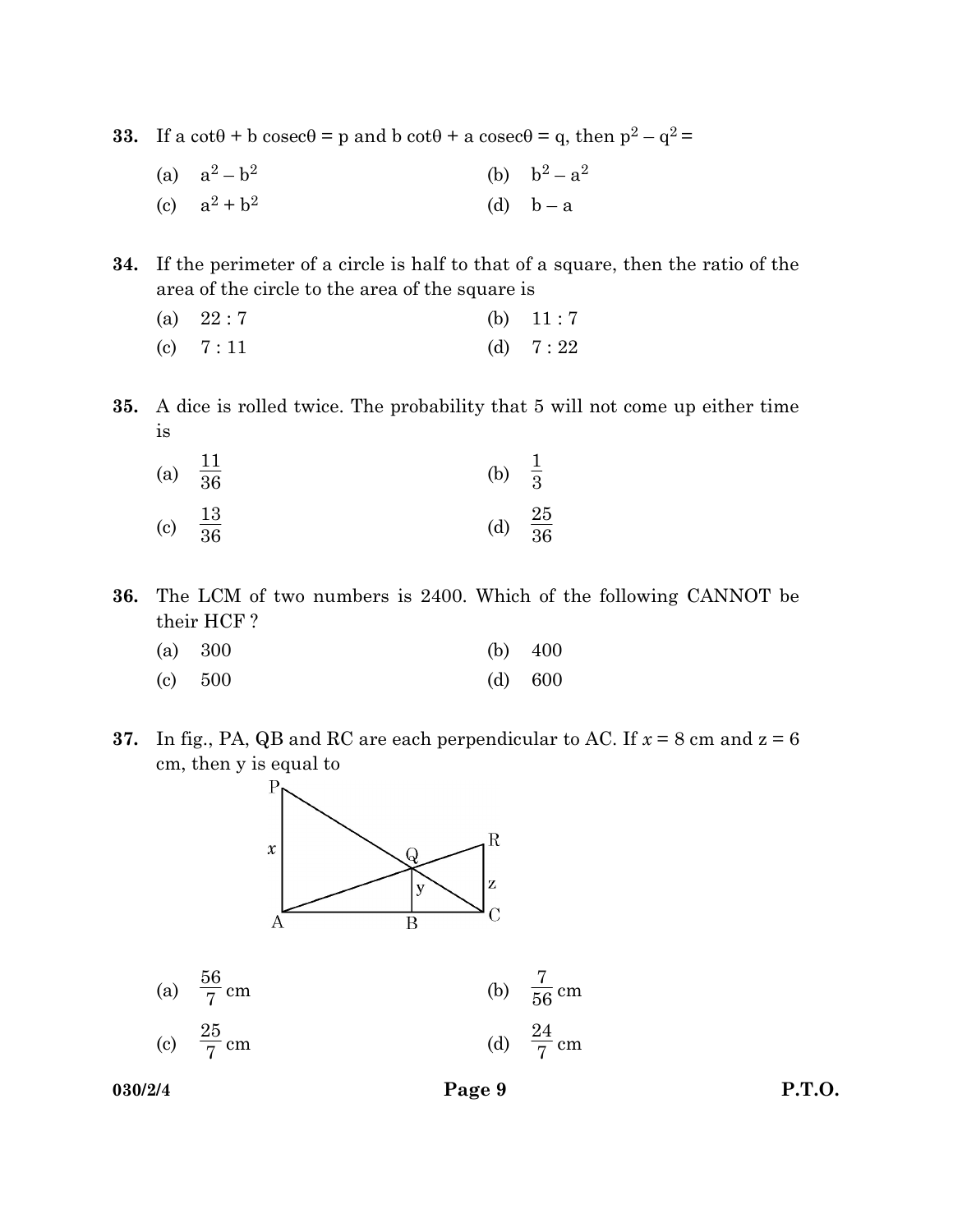**33.** If a $\cot\theta$ + b $\text{cosec}\theta$ = p and b $\cot\theta$ + a $\text{cosec}\theta$ = q, then $p^2 - q^2 =$

(a) $a^2 - b^2$  (b) $b^2 - a^2$

(c) $a^2 + b^2$  (d) $b - a$

**34.** If the perimeter of a circle is half to that of a square, then the ratio of the area of the circle to the area of the square is

(a) 22 : 7  (b) 11 : 7

(c) 7 : 11  (d) 7 : 22

**35.** A dice is rolled twice. The probability that 5 will not come up either time is

(a) $\frac{11}{36}$  (b) $\frac{1}{3}$

(c) $\frac{13}{36}$  (d) $\frac{25}{36}$

**36.** The LCM of two numbers is 2400. Which of the following CANNOT be their HCF ?

(a) 300  (b) 400

(c) 500  (d) 600

**37.** In fig., PA, QB and RC are each perpendicular to AC. If $x$ = 8 cm and z = 6 cm, then y is equal to

(a) $\frac{56}{7}$ cm  (b) $\frac{7}{56}$ cm

(c) $\frac{25}{7}$ cm  (d) $\frac{24}{7}$ cm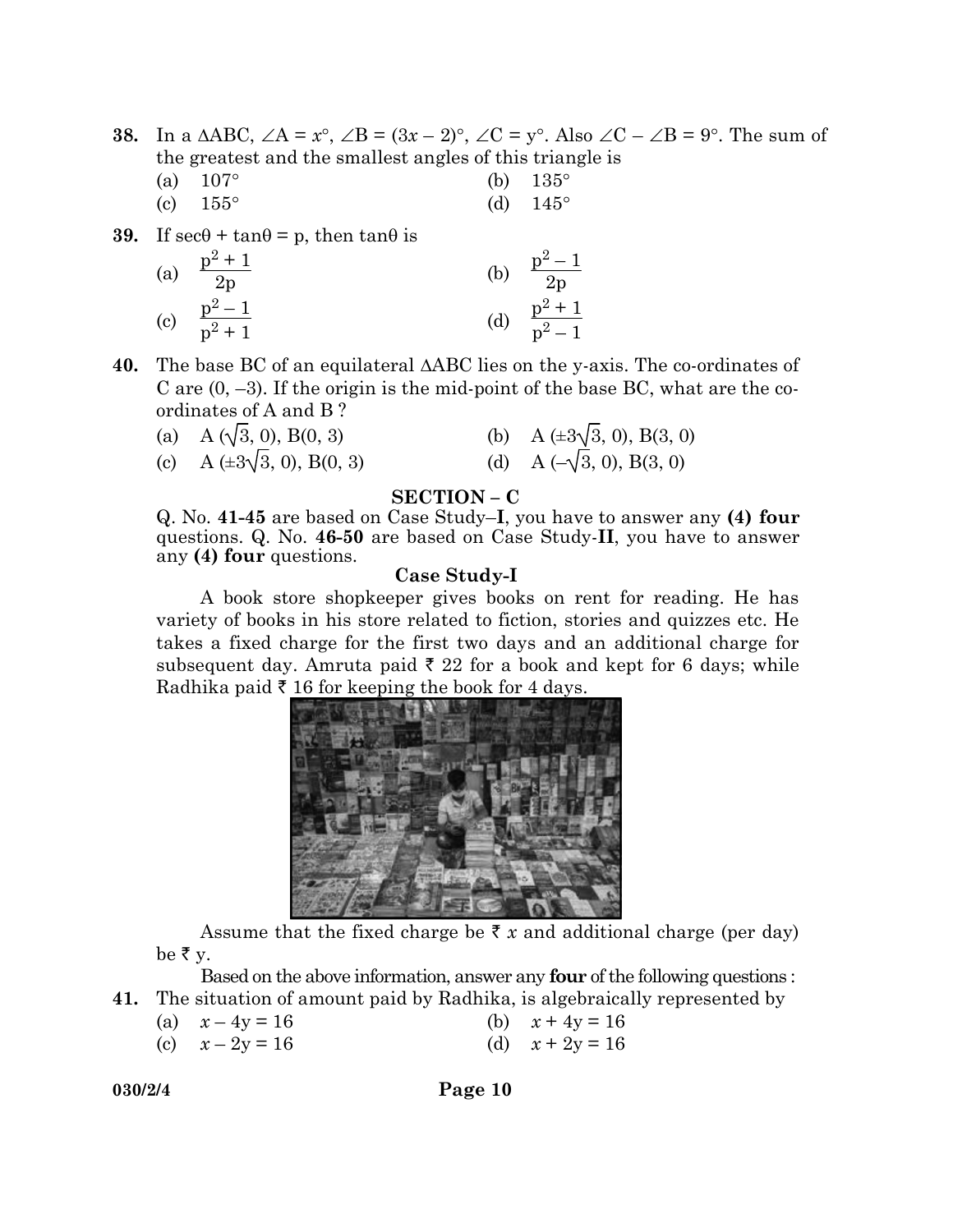**38.** In a $\Delta ABC$, $\angle A = x°$, $\angle B = (3x - 2)°$, $\angle C = y°$. Also $\angle C - \angle B = 9°$. The sum of the greatest and the smallest angles of this triangle is

(a) $107°$ (b) $135°$

(c) $155°$ (d) $145°$

**39.** If $\sec\theta + \tan\theta = p$, then $\tan\theta$ is

(a) $\frac{p^2 + 1}{2p}$ (b) $\frac{p^2 - 1}{2p}$

(c) $\frac{p^2 - 1}{p^2 + 1}$ (d) $\frac{p^2 + 1}{p^2 - 1}$

**40.** The base BC of an equilateral $\Delta ABC$ lies on the y-axis. The co-ordinates of C are $(0, -3)$. If the origin is the mid-point of the base BC, what are the co-ordinates of A and B ?

(a) $A(\sqrt{3}, 0)$, $B(0, 3)$ (b) $A(\pm 3\sqrt{3}, 0)$, $B(3, 0)$

(c) $A(\pm 3\sqrt{3}, 0)$, $B(0, 3)$ (d) $A(-\sqrt{3}, 0)$, $B(3, 0)$

## SECTION – C

Q. No. **41-45** are based on Case Study–**I**, you have to answer any **(4) four** questions. Q. No. **46-50** are based on Case Study-**II**, you have to answer any **(4) four** questions.

### Case Study-I

A book store shopkeeper gives books on rent for reading. He has variety of books in his store related to fiction, stories and quizzes etc. He takes a fixed charge for the first two days and an additional charge for subsequent day. Amruta paid ₹ 22 for a book and kept for 6 days; while Radhika paid ₹ 16 for keeping the book for 4 days.

Assume that the fixed charge be ₹ $x$ and additional charge (per day) be ₹ y.

Based on the above information, answer any **four** of the following questions :

**41.** The situation of amount paid by Radhika, is algebraically represented by

(a) $x - 4y = 16$ (b) $x + 4y = 16$

(c) $x - 2y = 16$ (d) $x + 2y = 16$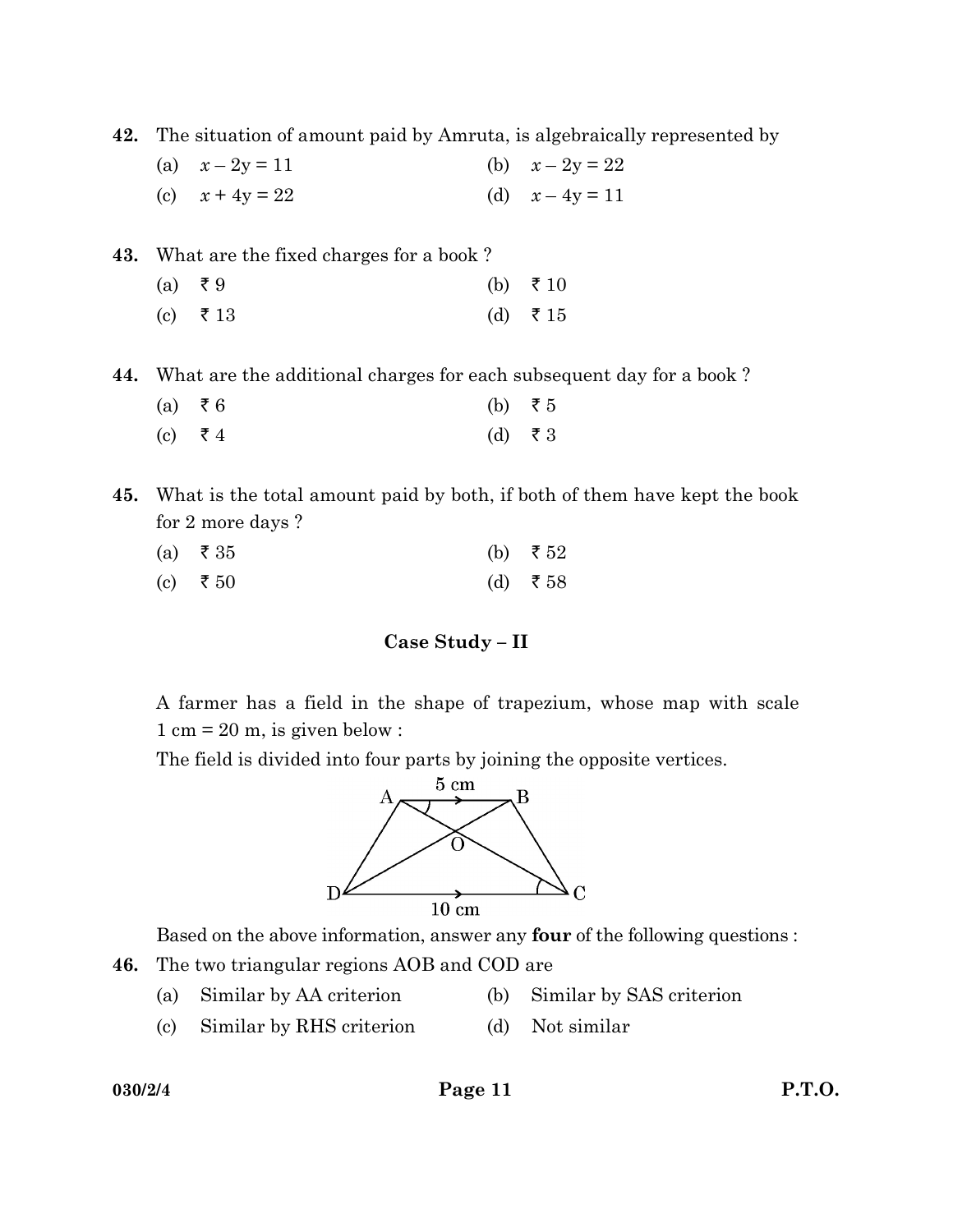42. The situation of amount paid by Amruta, is algebraically represented by

(a) $x - 2y = 11$  (b) $x - 2y = 22$

(c) $x + 4y = 22$  (d) $x - 4y = 11$

43. What are the fixed charges for a book ?

(a) ₹ 9  (b) ₹ 10

(c) ₹ 13  (d) ₹ 15

44. What are the additional charges for each subsequent day for a book ?

(a) ₹ 6  (b) ₹ 5

(c) ₹ 4  (d) ₹ 3

45. What is the total amount paid by both, if both of them have kept the book for 2 more days ?

(a) ₹ 35  (b) ₹ 52

(c) ₹ 50  (d) ₹ 58

### Case Study – II

A farmer has a field in the shape of trapezium, whose map with scale 1 cm = 20 m, is given below :

The field is divided into four parts by joining the opposite vertices.

Based on the above information, answer any **four** of the following questions :

46. The two triangular regions AOB and COD are

(a) Similar by AA criterion  (b) Similar by SAS criterion

(c) Similar by RHS criterion  (d) Not similar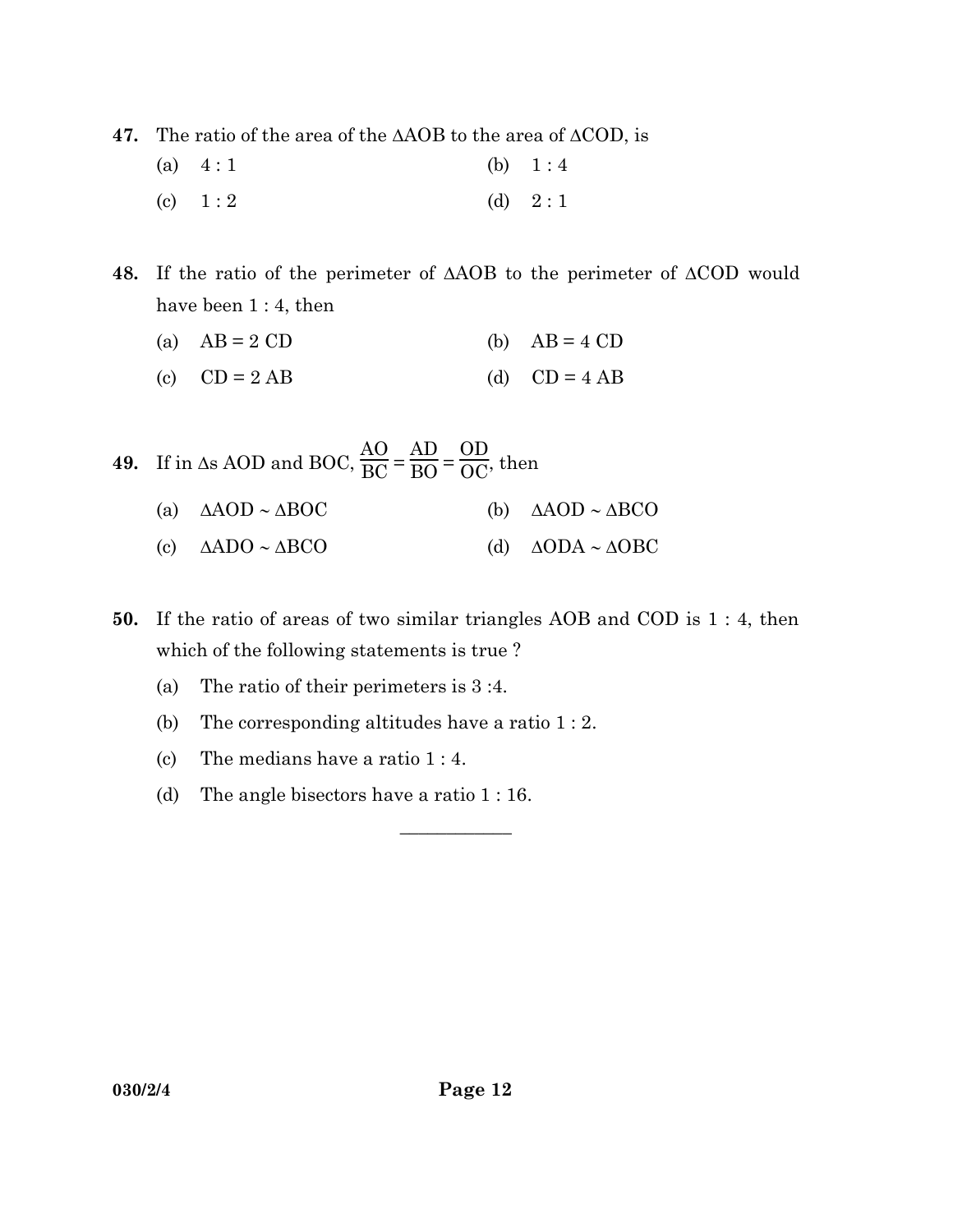**47.** The ratio of the area of the $\Delta$AOB to the area of $\Delta$COD, is

(a) 4 : 1 (b) 1 : 4

(c) 1 : 2 (d) 2 : 1

**48.** If the ratio of the perimeter of $\Delta$AOB to the perimeter of $\Delta$COD would have been 1 : 4, then

(a) AB = 2 CD (b) AB = 4 CD

(c) CD = 2 AB (d) CD = 4 AB

**49.** If in $\Delta$s AOD and BOC, $\frac{AO}{BC} = \frac{AD}{BO} = \frac{OD}{OC}$, then

(a) $\Delta$AOD ~ $\Delta$BOC (b) $\Delta$AOD ~ $\Delta$BCO

(c) $\Delta$ADO ~ $\Delta$BCO (d) $\Delta$ODA ~ $\Delta$OBC

**50.** If the ratio of areas of two similar triangles AOB and COD is 1 : 4, then which of the following statements is true ?

(a) The ratio of their perimeters is 3 :4.

(b) The corresponding altitudes have a ratio 1 : 2.

(c) The medians have a ratio 1 : 4.

(d) The angle bisectors have a ratio 1 : 16.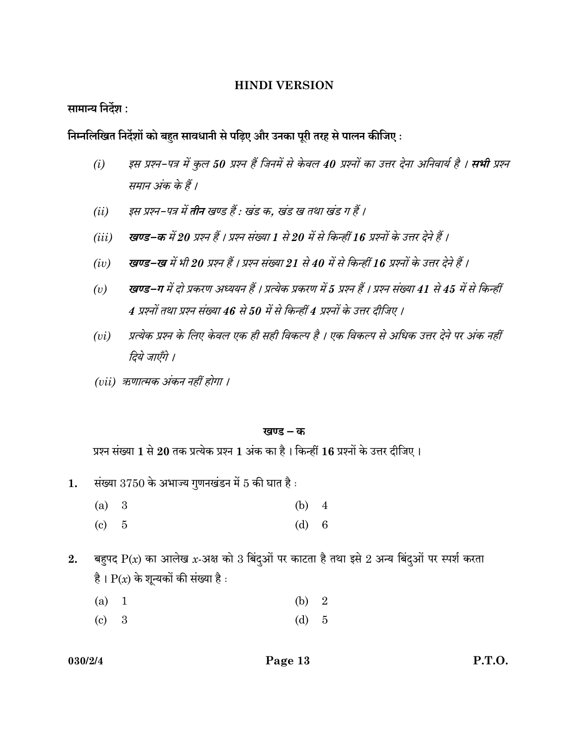## HINDI VERSION

**सामान्य निर्देश :**

**निम्नलिखित निर्देशों को बहुत सावधानी से पढ़िए और उनका पूरी तरह से पालन कीजिए :**

*(i)* *इस प्रश्न-पत्र में कुल **50** प्रश्न हैं जिनमें से केवल **40** प्रश्नों का उत्तर देना अनिवार्य है । **सभी** प्रश्न समान अंक के हैं ।*

*(ii)* *इस प्रश्न-पत्र में **तीन** खण्ड हैं : खंड क, खंड ख तथा खंड ग हैं ।*

*(iii)* ***खण्ड-क** में **20** प्रश्न हैं । प्रश्न संख्या **1** से **20** में से किन्हीं **16** प्रश्नों के उत्तर देने हैं ।*

*(iv)* ***खण्ड-ख** में भी **20** प्रश्न हैं । प्रश्न संख्या **21** से **40** में से किन्हीं **16** प्रश्नों के उत्तर देने हैं ।*

*(v)* ***खण्ड-ग** में दो प्रकरण अध्ययन हैं । प्रत्येक प्रकरण में **5** प्रश्न हैं । प्रश्न संख्या **41** से **45** में से किन्हीं **4** प्रश्नों तथा प्रश्न संख्या **46** से **50** में से किन्हीं **4** प्रश्नों के उत्तर दीजिए ।*

*(vi)* *प्रत्येक प्रश्न के लिए केवल एक ही सही विकल्प है । एक विकल्प से अधिक उत्तर देने पर अंक नहीं दिये जाएँगे ।*

*(vii)* *ऋणात्मक अंकन नहीं होगा ।*

### खण्ड – क

प्रश्न संख्या **1** से **20** तक प्रत्येक प्रश्न **1** अंक का है । किन्हीं **16** प्रश्नों के उत्तर दीजिए ।

**1.** संख्या 3750 के अभाज्य गुणनखंडन में 5 की घात है :

(a) 3 (b) 4

(c) 5 (d) 6

**2.** बहुपद $P(x)$ का आलेख $x$-अक्ष को 3 बिंदुओं पर काटता है तथा इसे 2 अन्य बिंदुओं पर स्पर्श करता है । $P(x)$ के शून्यकों की संख्या है :

(a) 1 (b) 2

(c) 3 (d) 5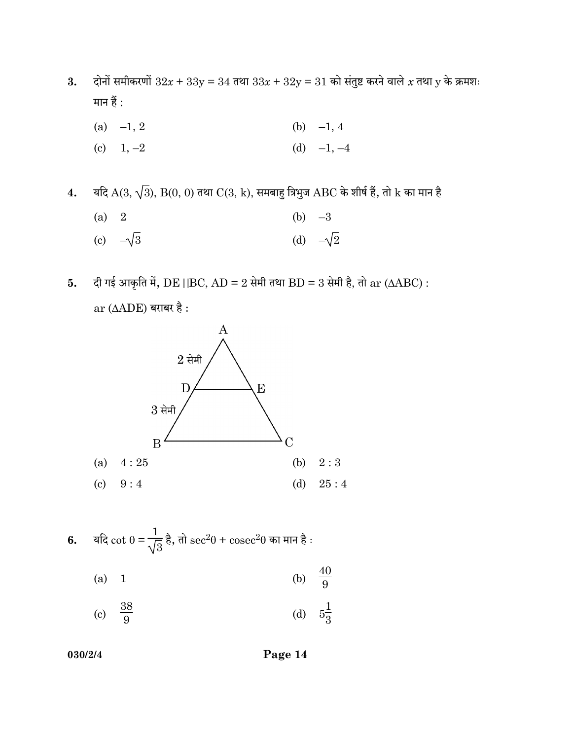**3.** दोनों समीकरणों $32x + 33y = 34$ तथा $33x + 32y = 31$ को संतुष्ट करने वाले $x$ तथा y के क्रमशः मान हैं :

(a) $-1, 2$ (b) $-1, 4$

(c) $1, -2$ (d) $-1, -4$

**4.** यदि $A(3, \sqrt{3})$, $B(0, 0)$ तथा $C(3, k)$, समबाहु त्रिभुज ABC के शीर्ष हैं, तो k का मान है

(a) $2$ (b) $-3$

(c) $-\sqrt{3}$ (d) $-\sqrt{2}$

**5.** दी गई आकृति में, $DE \parallel BC$, $AD = 2$ सेमी तथा $BD = 3$ सेमी है, तो ar $(\Delta ABC)$ : ar $(\Delta ADE)$ बराबर है :

(a) $4 : 25$ (b) $2 : 3$

(c) $9 : 4$ (d) $25 : 4$

**6.** यदि $\cot \theta = \frac{1}{\sqrt{3}}$ है, तो $\sec^2\theta + \text{cosec}^2\theta$ का मान है :

(a) $1$ (b) $\frac{40}{9}$

(c) $\frac{38}{9}$ (d) $5\frac{1}{3}$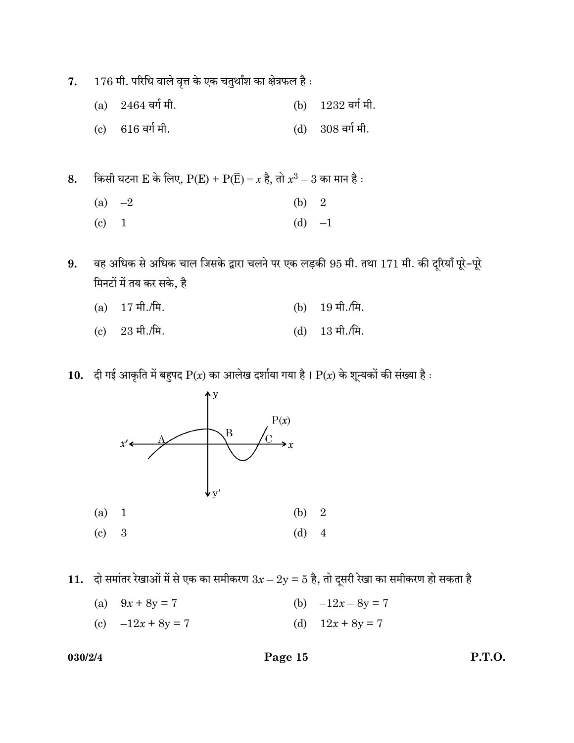7. 176 मी. परिधि वाले वृत्त के एक चतुर्थांश का क्षेत्रफल है :

(a) 2464 वर्ग मी.   (b) 1232 वर्ग मी.

(c) 616 वर्ग मी.   (d) 308 वर्ग मी.

8. किसी घटना E के लिए, $P(E) + P(\bar{E}) = x$ है, तो $x^3 - 3$ का मान है :

(a) $-2$   (b) 2

(c) 1   (d) $-1$

9. वह अधिक से अधिक चाल जिसके द्वारा चलने पर एक लड़की 95 मी. तथा 171 मी. की दूरियाँ पूरे-पूरे मिनटों में तय कर सके, है

(a) 17 मी./मि.   (b) 19 मी./मि.

(c) 23 मी./मि.   (d) 13 मी./मि.

10. दी गई आकृति में बहुपद $P(x)$ का आलेख दर्शाया गया है। $P(x)$ के शून्यकों की संख्या है :

(a) 1   (b) 2

(c) 3   (d) 4

11. दो समांतर रेखाओं में से एक का समीकरण $3x - 2y = 5$ है, तो दूसरी रेखा का समीकरण हो सकता है

(a) $9x + 8y = 7$   (b) $-12x - 8y = 7$

(c) $-12x + 8y = 7$   (d) $12x + 8y = 7$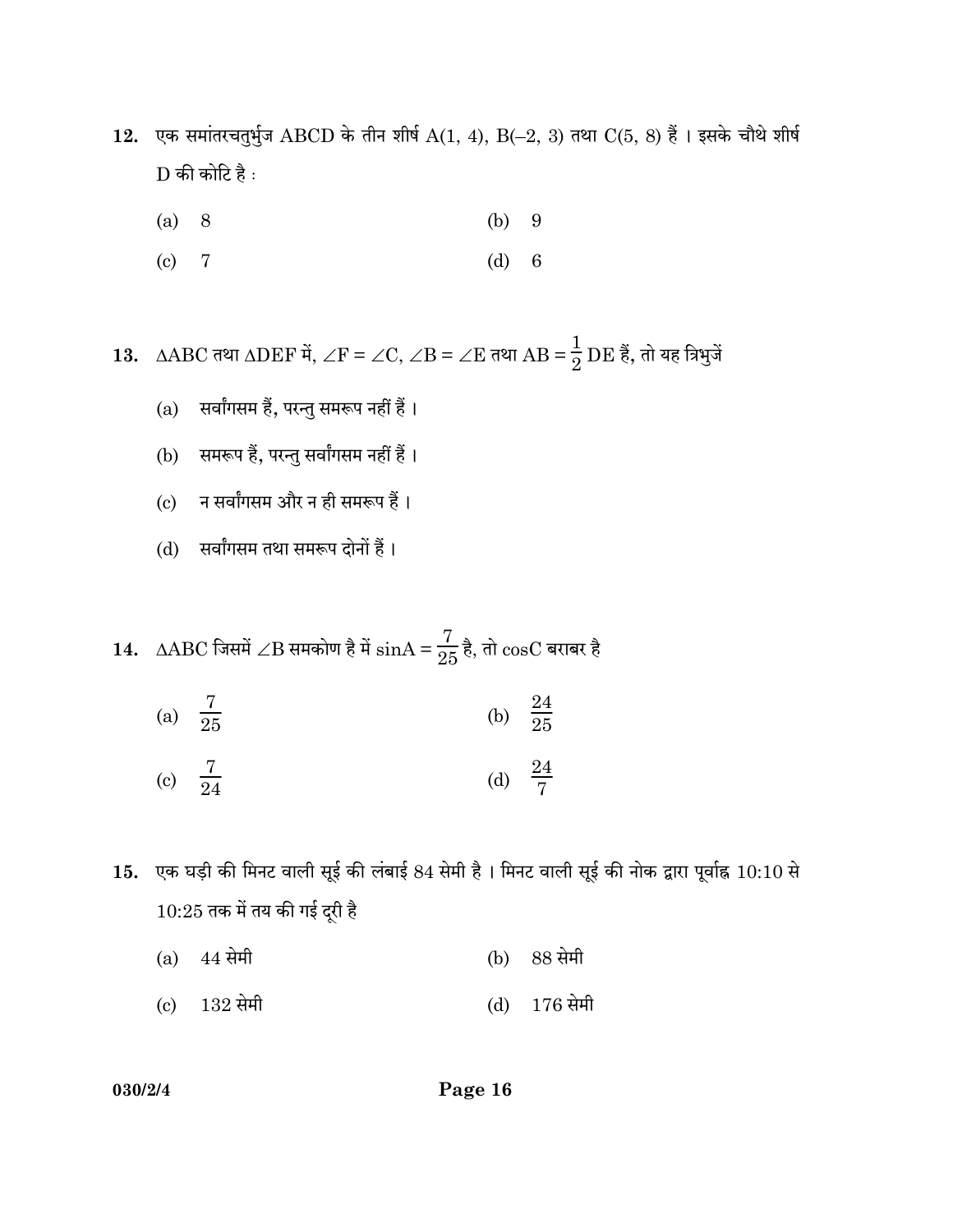12. एक समांतरचतुर्भुज ABCD के तीन शीर्ष A(1, 4), B(–2, 3) तथा C(5, 8) हैं । इसके चौथे शीर्ष D की कोटि है :

(a) 8 &nbsp;&nbsp;&nbsp;&nbsp;&nbsp;&nbsp;&nbsp;&nbsp; (b) 9

(c) 7 &nbsp;&nbsp;&nbsp;&nbsp;&nbsp;&nbsp;&nbsp;&nbsp; (d) 6

13. $\Delta ABC$ तथा $\Delta DEF$ में, $\angle F = \angle C$, $\angle B = \angle E$ तथा $AB = \frac{1}{2} DE$ हैं, तो यह त्रिभुजें

(a) सर्वांगसम हैं, परन्तु समरूप नहीं हैं ।

(b) समरूप हैं, परन्तु सर्वांगसम नहीं हैं ।

(c) न सर्वांगसम और न ही समरूप हैं ।

(d) सर्वांगसम तथा समरूप दोनों हैं ।

14. $\Delta ABC$ जिसमें $\angle B$ समकोण है में $\sin A = \frac{7}{25}$ है, तो $\cos C$ बराबर है

(a) $\frac{7}{25}$ &nbsp;&nbsp;&nbsp;&nbsp;&nbsp;&nbsp;&nbsp;&nbsp; (b) $\frac{24}{25}$

(c) $\frac{7}{24}$ &nbsp;&nbsp;&nbsp;&nbsp;&nbsp;&nbsp;&nbsp;&nbsp; (d) $\frac{24}{7}$

15. एक घड़ी की मिनट वाली सूई की लंबाई 84 सेमी है । मिनट वाली सूई की नोक द्वारा पूर्वाह्न 10:10 से 10:25 तक में तय की गई दूरी है

(a) 44 सेमी &nbsp;&nbsp;&nbsp;&nbsp;&nbsp;&nbsp;&nbsp;&nbsp; (b) 88 सेमी

(c) 132 सेमी &nbsp;&nbsp;&nbsp;&nbsp;&nbsp;&nbsp;&nbsp;&nbsp; (d) 176 सेमी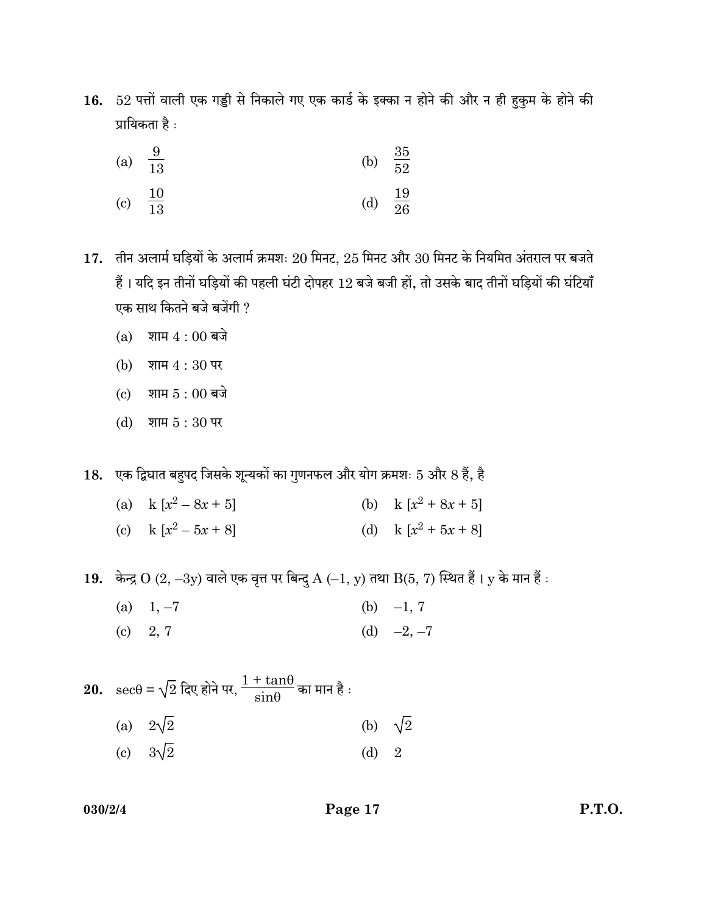**16.** 52 पत्तों वाली एक गड्डी से निकाले गए एक कार्ड के इक्का न होने की और न ही हुकुम के होने की प्रायिकता है :

(a) $\frac{9}{13}$

(b) $\frac{35}{52}$

(c) $\frac{10}{13}$

(d) $\frac{19}{26}$

**17.** तीन अलार्म घड़ियों के अलार्म क्रमशः 20 मिनट, 25 मिनट और 30 मिनट के नियमित अंतराल पर बजते हैं । यदि इन तीनों घड़ियों की पहली घंटी दोपहर 12 बजे बजी हों, तो उसके बाद तीनों घड़ियों की घंटियाँ एक साथ कितने बजे बजेंगी ?

(a) शाम 4 : 00 बजे

(b) शाम 4 : 30 पर

(c) शाम 5 : 00 बजे

(d) शाम 5 : 30 पर

**18.** एक द्विघात बहुपद जिसके शून्यकों का गुणनफल और योग क्रमशः 5 और 8 हैं, है

(a) $k [x^2 - 8x + 5]$

(b) $k [x^2 + 8x + 5]$

(c) $k [x^2 - 5x + 8]$

(d) $k [x^2 + 5x + 8]$

**19.** केन्द्र O $(2, -3y)$ वाले एक वृत्त पर बिन्दु A $(-1, y)$ तथा B$(5, 7)$ स्थित हैं । y के मान हैं :

(a) $1, -7$

(b) $-1, 7$

(c) $2, 7$

(d) $-2, -7$

**20.** $\sec\theta = \sqrt{2}$ दिए होने पर, $\frac{1 + \tan\theta}{\sin\theta}$ का मान है :

(a) $2\sqrt{2}$

(b) $\sqrt{2}$

(c) $3\sqrt{2}$

(d) $2$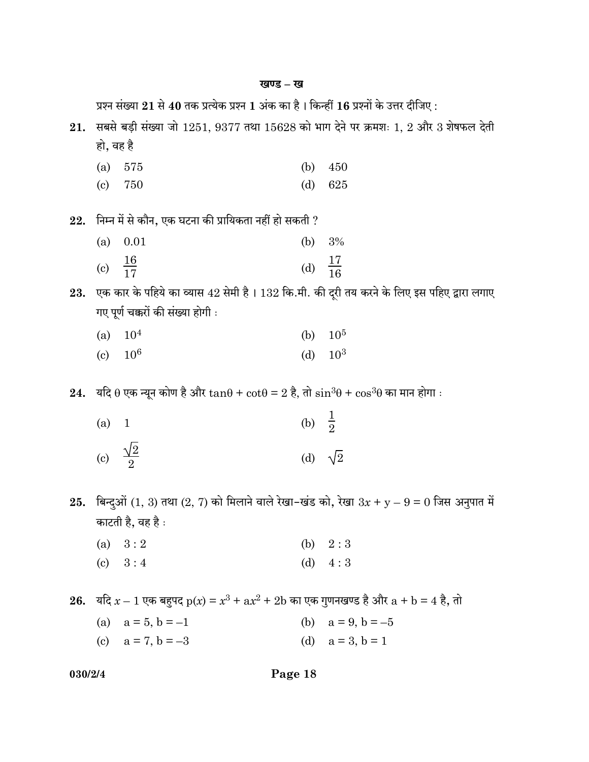## खण्ड – ख

प्रश्न संख्या **21** से **40** तक प्रत्येक प्रश्न **1** अंक का है । किन्हीं **16** प्रश्नों के उत्तर दीजिए :

**21.** सबसे बड़ी संख्या जो 1251, 9377 तथा 15628 को भाग देने पर क्रमशः 1, 2 और 3 शेषफल देती हो, वह है

(a) 575 (b) 450

(c) 750 (d) 625

**22.** निम्न में से कौन, एक घटना की प्रायिकता नहीं हो सकती ?

(a) 0.01 (b) 3%

(c) $\frac{16}{17}$ (d) $\frac{17}{16}$

**23.** एक कार के पहिये का व्यास 42 सेमी है । 132 कि.मी. की दूरी तय करने के लिए इस पहिए द्वारा लगाए गए पूर्ण चक्करों की संख्या होगी :

(a) $10^4$ (b) $10^5$

(c) $10^6$ (d) $10^3$

**24.** यदि θ एक न्यून कोण है और $\tan\theta + \cot\theta = 2$ है, तो $\sin^3\theta + \cos^3\theta$ का मान होगा :

(a) 1 (b) $\frac{1}{2}$

(c) $\frac{\sqrt{2}}{2}$ (d) $\sqrt{2}$

**25.** बिन्दुओं (1, 3) तथा (2, 7) को मिलाने वाले रेखा-खंड को, रेखा $3x + y - 9 = 0$ जिस अनुपात में काटती है, वह है :

(a) 3 : 2 (b) 2 : 3

(c) 3 : 4 (d) 4 : 3

**26.** यदि $x - 1$ एक बहुपद $p(x) = x^3 + ax^2 + 2b$ का एक गुणनखण्ड है और $a + b = 4$ है, तो

(a) a = 5, b = –1 (b) a = 9, b = –5

(c) a = 7, b = –3 (d) a = 3, b = 1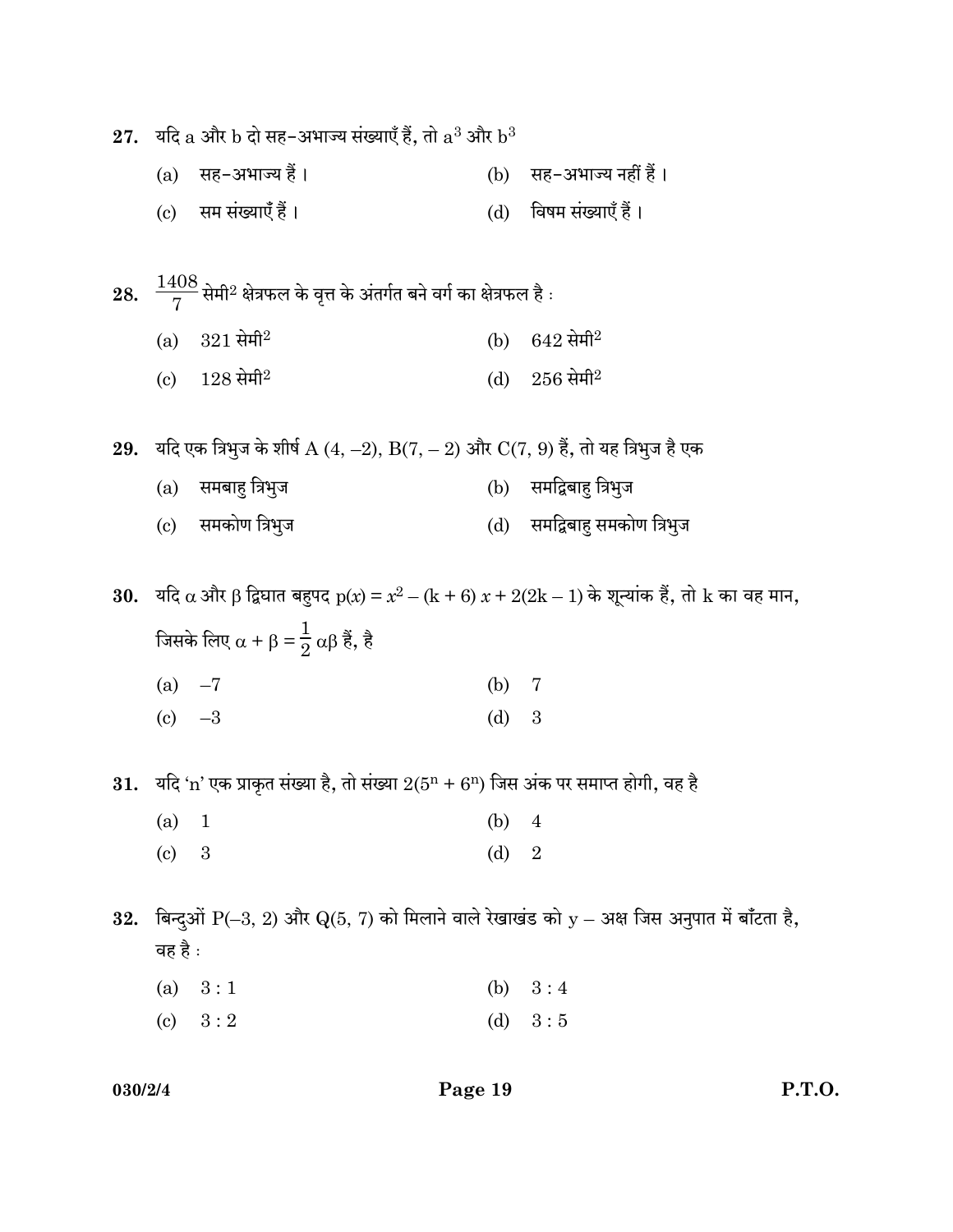**27.** यदि a और b दो सह-अभाज्य संख्याएँ हैं, तो $a^3$ और $b^3$

(a) सह-अभाज्य हैं ।
(b) सह-अभाज्य नहीं हैं ।
(c) सम संख्याएँ हैं ।
(d) विषम संख्याएँ हैं ।

**28.** $\frac{1408}{7}$ सेमी$^2$ क्षेत्रफल के वृत्त के अंतर्गत बने वर्ग का क्षेत्रफल है :

(a) 321 सेमी$^2$
(b) 642 सेमी$^2$
(c) 128 सेमी$^2$
(d) 256 सेमी$^2$

**29.** यदि एक त्रिभुज के शीर्ष A (4, –2), B(7, – 2) और C(7, 9) हैं, तो यह त्रिभुज है एक

(a) समबाहु त्रिभुज
(b) समद्विबाहु त्रिभुज
(c) समकोण त्रिभुज
(d) समद्विबाहु समकोण त्रिभुज

**30.** यदि $\alpha$ और $\beta$ द्विघात बहुपद $p(x) = x^2 - (k + 6)\,x + 2(2k - 1)$ के शून्यांक हैं, तो k का वह मान, जिसके लिए $\alpha + \beta = \frac{1}{2}\alpha\beta$ हैं, है

(a) –7
(b) 7
(c) –3
(d) 3

**31.** यदि 'n' एक प्राकृत संख्या है, तो संख्या $2(5^n + 6^n)$ जिस अंक पर समाप्त होगी, वह है

(a) 1
(b) 4
(c) 3
(d) 2

**32.** बिन्दुओं P(–3, 2) और Q(5, 7) को मिलाने वाले रेखाखंड को y – अक्ष जिस अनुपात में बाँटता है, वह है :

(a) 3 : 1
(b) 3 : 4
(c) 3 : 2
(d) 3 : 5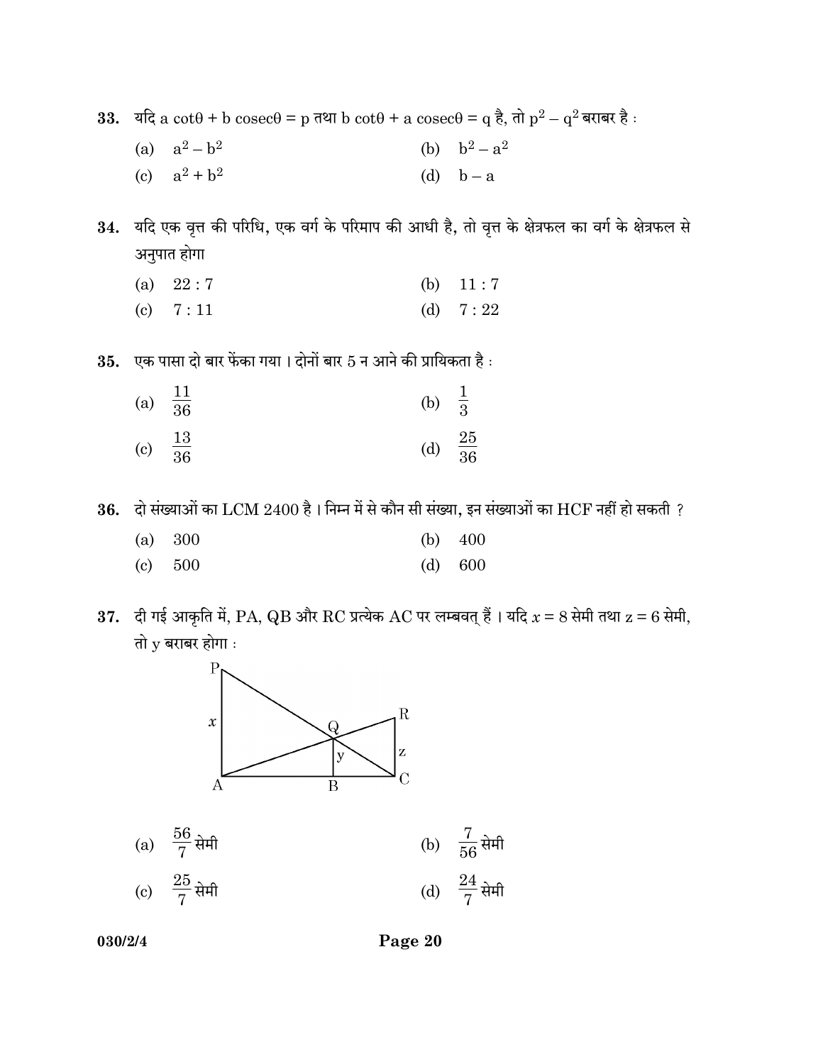**33.** यदि $a \cot\theta + b \operatorname{cosec}\theta = p$ तथा $b \cot\theta + a \operatorname{cosec}\theta = q$ है, तो $p^2 - q^2$ बराबर है :

(a) $a^2 - b^2$

(b) $b^2 - a^2$

(c) $a^2 + b^2$

(d) $b - a$

**34.** यदि एक वृत्त की परिधि, एक वर्ग के परिमाप की आधी है, तो वृत्त के क्षेत्रफल का वर्ग के क्षेत्रफल से अनुपात होगा

(a) 22 : 7

(b) 11 : 7

(c) 7 : 11

(d) 7 : 22

**35.** एक पासा दो बार फेंका गया । दोनों बार 5 न आने की प्रायिकता है :

(a) $\frac{11}{36}$

(b) $\frac{1}{3}$

(c) $\frac{13}{36}$

(d) $\frac{25}{36}$

**36.** दो संख्याओं का LCM 2400 है । निम्न में से कौन सी संख्या, इन संख्याओं का HCF नहीं हो सकती ?

(a) 300

(b) 400

(c) 500

(d) 600

**37.** दी गई आकृति में, PA, QB और RC प्रत्येक AC पर लम्बवत् हैं । यदि $x = 8$ सेमी तथा $z = 6$ सेमी, तो y बराबर होगा :

(a) $\frac{56}{7}$ सेमी

(b) $\frac{7}{56}$ सेमी

(c) $\frac{25}{7}$ सेमी

(d) $\frac{24}{7}$ सेमी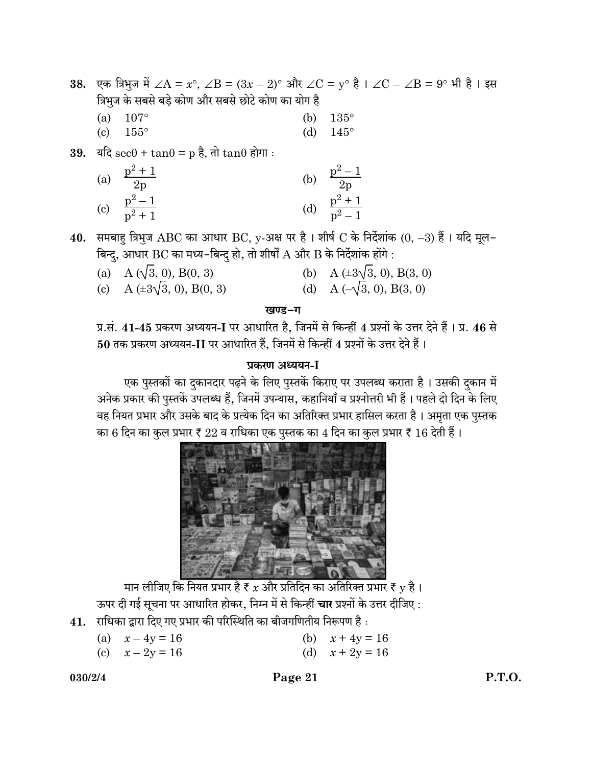**38.** एक त्रिभुज में $\angle A = x°$, $\angle B = (3x - 2)°$ और $\angle C = y°$ है । $\angle C - \angle B = 9°$ भी है । इस त्रिभुज के सबसे बड़े कोण और सबसे छोटे कोण का योग है

(a) $107°$ (b) $135°$

(c) $155°$ (d) $145°$

**39.** यदि $\sec\theta + \tan\theta = p$ है, तो $\tan\theta$ होगा :

(a) $\frac{p^2 + 1}{2p}$ (b) $\frac{p^2 - 1}{2p}$

(c) $\frac{p^2 - 1}{p^2 + 1}$ (d) $\frac{p^2 + 1}{p^2 - 1}$

**40.** समबाहु त्रिभुज ABC का आधार BC, y-अक्ष पर है । शीर्ष C के निर्देशांक $(0, -3)$ हैं । यदि मूल-बिन्दु, आधार BC का मध्य-बिन्दु हो, तो शीर्षों A और B के निर्देशांक होंगे :

(a) $A(\sqrt{3}, 0), B(0, 3)$ (b) $A(\pm 3\sqrt{3}, 0), B(3, 0)$

(c) $A(\pm 3\sqrt{3}, 0), B(0, 3)$ (d) $A(-\sqrt{3}, 0), B(3, 0)$

## खण्ड–ग

प्र.सं. **41-45** प्रकरण अध्ययन-**I** पर आधारित है, जिनमें से किन्हीं **4** प्रश्नों के उत्तर देने हैं । प्र. **46** से **50** तक प्रकरण अध्ययन-**II** पर आधारित हैं, जिनमें से किन्हीं **4** प्रश्नों के उत्तर देने हैं ।

### प्रकरण अध्ययन-I

एक पुस्तकों का दुकानदार पढ़ने के लिए पुस्तकें किराए पर उपलब्ध कराता है । उसकी दुकान में अनेक प्रकार की पुस्तकें उपलब्ध हैं, जिनमें उपन्यास, कहानियाँ व प्रश्नोत्तरी भी हैं । पहले दो दिन के लिए वह नियत प्रभार और उसके बाद के प्रत्येक दिन का अतिरिक्त प्रभार हासिल करता है । अमृता एक पुस्तक का 6 दिन का कुल प्रभार ₹ 22 व राधिका एक पुस्तक का 4 दिन का कुल प्रभार ₹ 16 देती हैं ।

मान लीजिए कि नियत प्रभार है ₹ $x$ और प्रतिदिन का अतिरिक्त प्रभार ₹ $y$ है ।

ऊपर दी गई सूचना पर आधारित होकर, निम्न में से किन्हीं **चार** प्रश्नों के उत्तर दीजिए :

**41.** राधिका द्वारा दिए गए प्रभार की परिस्थिति का बीजगणितीय निरूपण है :

(a) $x - 4y = 16$ (b) $x + 4y = 16$

(c) $x - 2y = 16$ (d) $x + 2y = 16$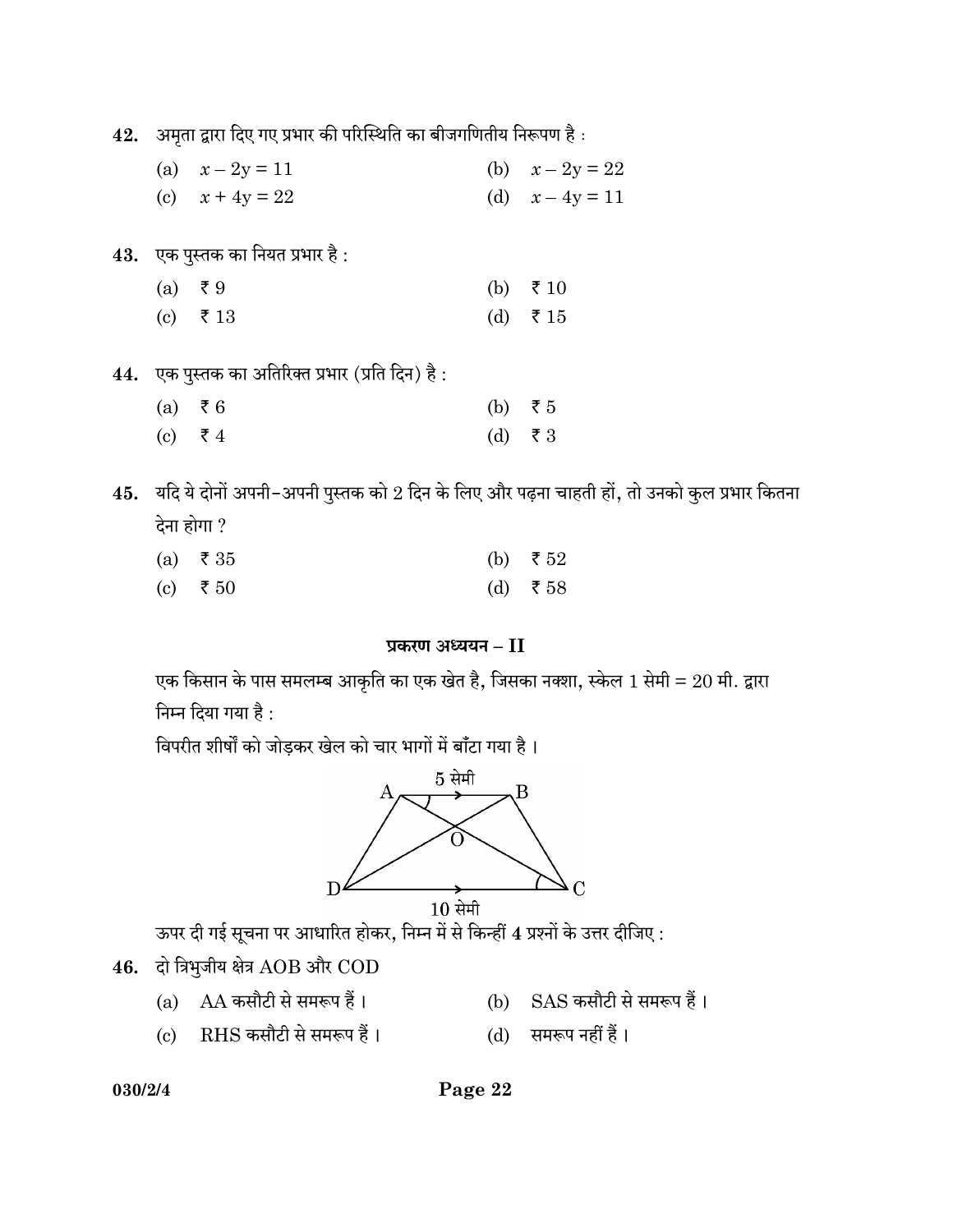42. अमृता द्वारा दिए गए प्रभार की परिस्थिति का बीजगणितीय निरूपण है :

(a) $x - 2y = 11$ (b) $x - 2y = 22$

(c) $x + 4y = 22$ (d) $x - 4y = 11$

43. एक पुस्तक का नियत प्रभार है :

(a) ₹ 9 (b) ₹ 10

(c) ₹ 13 (d) ₹ 15

44. एक पुस्तक का अतिरिक्त प्रभार (प्रति दिन) है :

(a) ₹ 6 (b) ₹ 5

(c) ₹ 4 (d) ₹ 3

45. यदि ये दोनों अपनी-अपनी पुस्तक को 2 दिन के लिए और पढ़ना चाहती हों, तो उनको कुल प्रभार कितना देना होगा ?

(a) ₹ 35 (b) ₹ 52

(c) ₹ 50 (d) ₹ 58

### प्रकरण अध्ययन – II

एक किसान के पास समलम्ब आकृति का एक खेत है, जिसका नक्शा, स्केल 1 सेमी = 20 मी. द्वारा निम्न दिया गया है :

विपरीत शीर्षों को जोड़कर खेत को चार भागों में बाँटा गया है ।

ऊपर दी गई सूचना पर आधारित होकर, निम्न में से किन्हीं 4 प्रश्नों के उत्तर दीजिए :

46. दो त्रिभुजीय क्षेत्र AOB और COD

(a) AA कसौटी से समरूप हैं । (b) SAS कसौटी से समरूप हैं ।

(c) RHS कसौटी से समरूप हैं । (d) समरूप नहीं हैं ।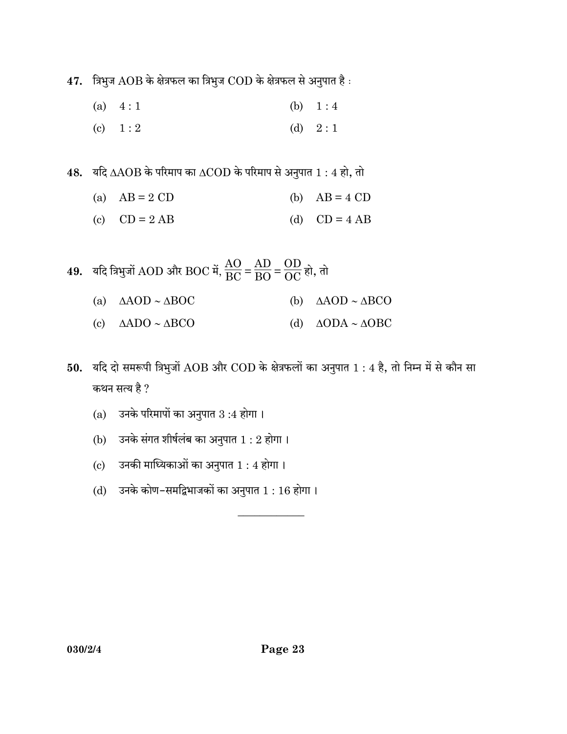47. त्रिभुज AOB के क्षेत्रफल का त्रिभुज COD के क्षेत्रफल से अनुपात है :

(a) 4 : 1 (b) 1 : 4

(c) 1 : 2 (d) 2 : 1

48. यदि $\Delta AOB$ के परिमाप का $\Delta COD$ के परिमाप से अनुपात 1 : 4 हो, तो

(a) AB = 2 CD (b) AB = 4 CD

(c) CD = 2 AB (d) CD = 4 AB

49. यदि त्रिभुजों AOD और BOC में, $\frac{AO}{BC} = \frac{AD}{BO} = \frac{OD}{OC}$ हो, तो

(a) $\Delta AOD \sim \Delta BOC$ (b) $\Delta AOD \sim \Delta BCO$

(c) $\Delta ADO \sim \Delta BCO$ (d) $\Delta ODA \sim \Delta OBC$

50. यदि दो समरूपी त्रिभुजों AOB और COD के क्षेत्रफलों का अनुपात 1 : 4 है, तो निम्न में से कौन सा कथन सत्य है ?

(a) उनके परिमापों का अनुपात 3 :4 होगा ।

(b) उनके संगत शीर्षलंब का अनुपात 1 : 2 होगा ।

(c) उनकी माध्यिकाओं का अनुपात 1 : 4 होगा ।

(d) उनके कोण–समद्विभाजकों का अनुपात 1 : 16 होगा ।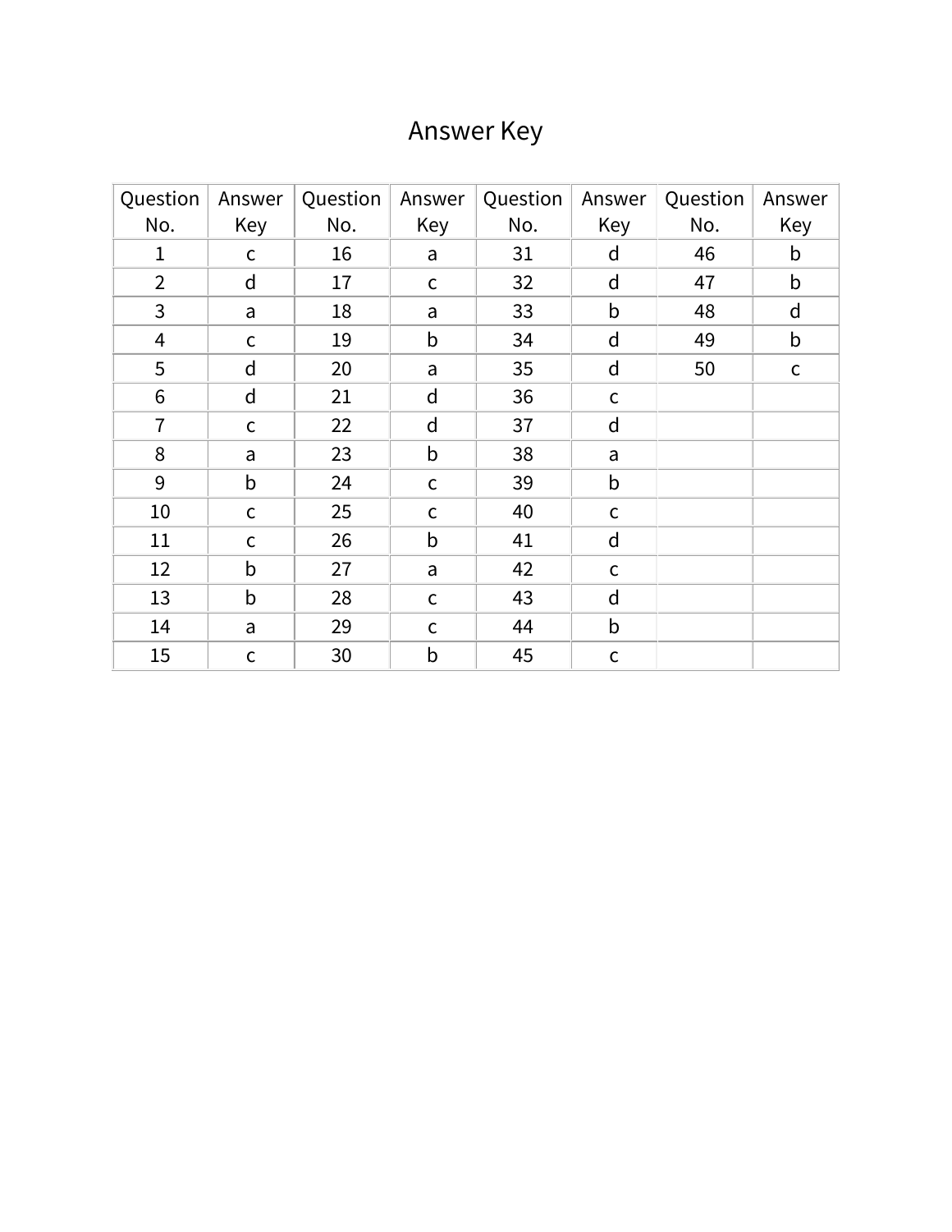# Answer Key

| Question No. | Answer Key | Question No. | Answer Key | Question No. | Answer Key | Question No. | Answer Key |
|---|---|---|---|---|---|---|---|
| 1 | c | 16 | a | 31 | d | 46 | b |
| 2 | d | 17 | c | 32 | d | 47 | b |
| 3 | a | 18 | a | 33 | b | 48 | d |
| 4 | c | 19 | b | 34 | d | 49 | b |
| 5 | d | 20 | a | 35 | d | 50 | c |
| 6 | d | 21 | d | 36 | c | | |
| 7 | c | 22 | d | 37 | d | | |
| 8 | a | 23 | b | 38 | a | | |
| 9 | b | 24 | c | 39 | b | | |
| 10 | c | 25 | c | 40 | c | | |
| 11 | c | 26 | b | 41 | d | | |
| 12 | b | 27 | a | 42 | c | | |
| 13 | b | 28 | c | 43 | d | | |
| 14 | a | 29 | c | 44 | b | | |
| 15 | c | 30 | b | 45 | c | | |